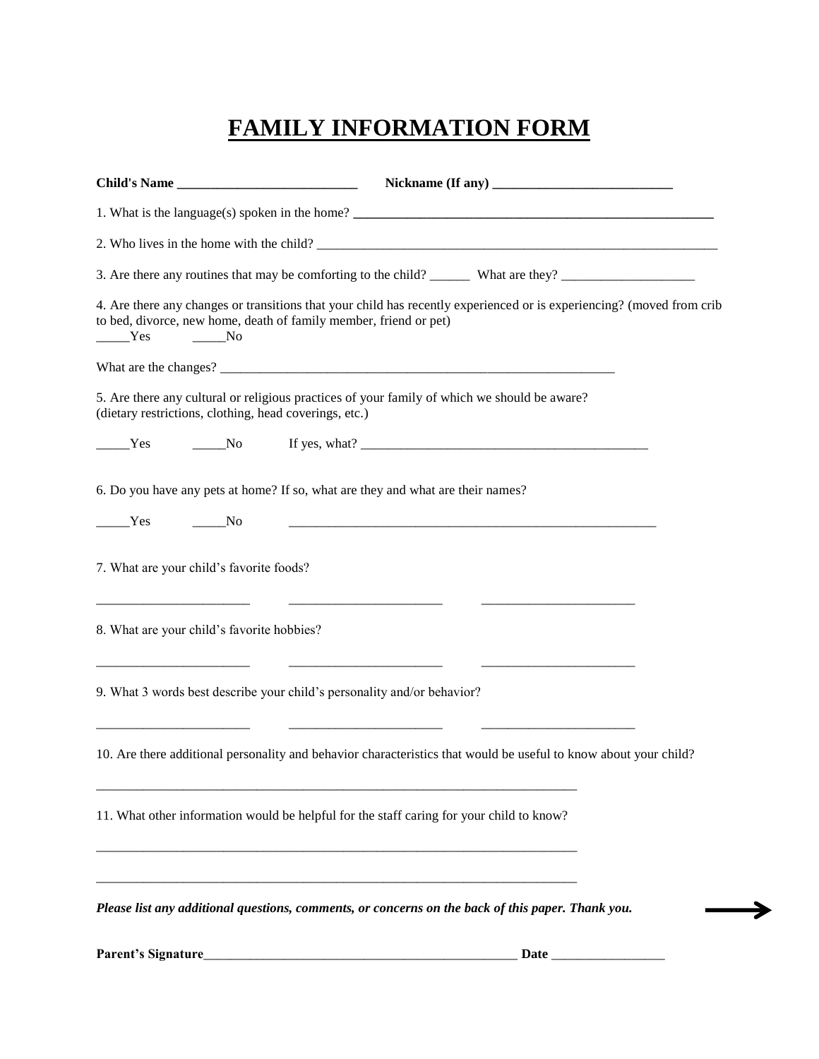# FAMILY INFORMATION FORM

**Child's Name ___________________________** **Nickname (If any) ___________________________**

1. What is the language(s) spoken in the home? ___________________________________________________________

2. Who lives in the home with the child? _________________________________________________________________

3. Are there any routines that may be comforting to the child? ______ What are they? ____________________

4. Are there any changes or transitions that your child has recently experienced or is experiencing? (moved from crib to bed, divorce, new home, death of family member, friend or pet)

_____Yes _____No

What are the changes? ____________________________________________________________

5. Are there any cultural or religious practices of your family of which we should be aware? (dietary restrictions, clothing, head coverings, etc.)

_____Yes _____No If yes, what? ____________________________________________

6. Do you have any pets at home? If so, what are they and what are their names?

_____Yes _____No ___________________________________________________________

7. What are your child's favorite foods?

_______________________ _______________________ _______________________

8. What are your child's favorite hobbies?

_______________________ _______________________ _______________________

9. What 3 words best describe your child's personality and/or behavior?

_______________________ _______________________ _______________________

10. Are there additional personality and behavior characteristics that would be useful to know about your child?

_________________________________________________________________________

11. What other information would be helpful for the staff caring for your child to know?

_________________________________________________________________________

_________________________________________________________________________

***Please list any additional questions, comments, or concerns on the back of this paper. Thank you.*** →

**Parent's Signature**_______________________________________________ **Date** _________________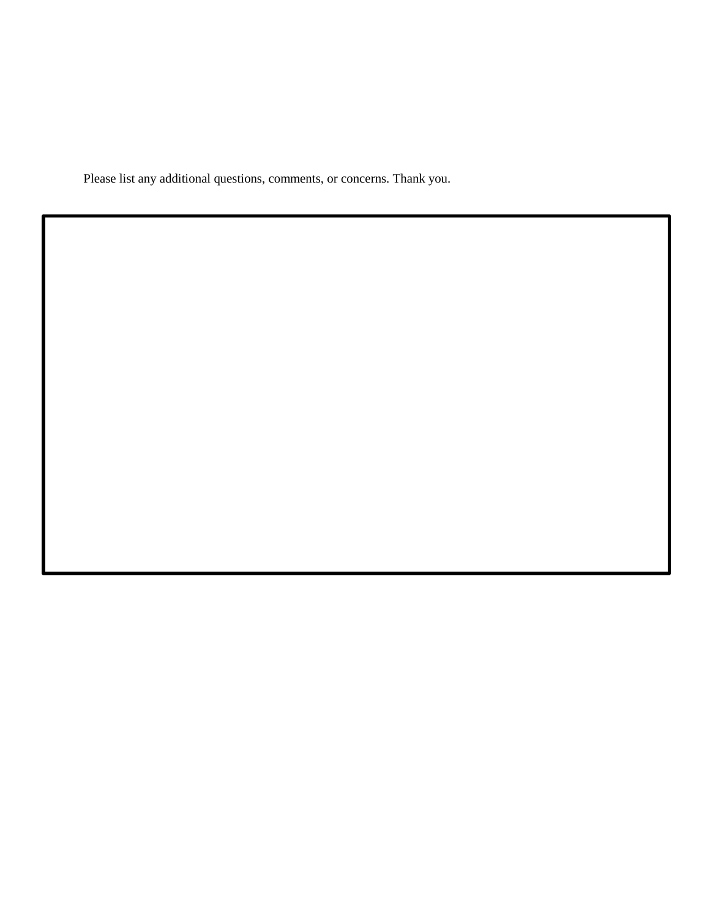Please list any additional questions, comments, or concerns. Thank you.